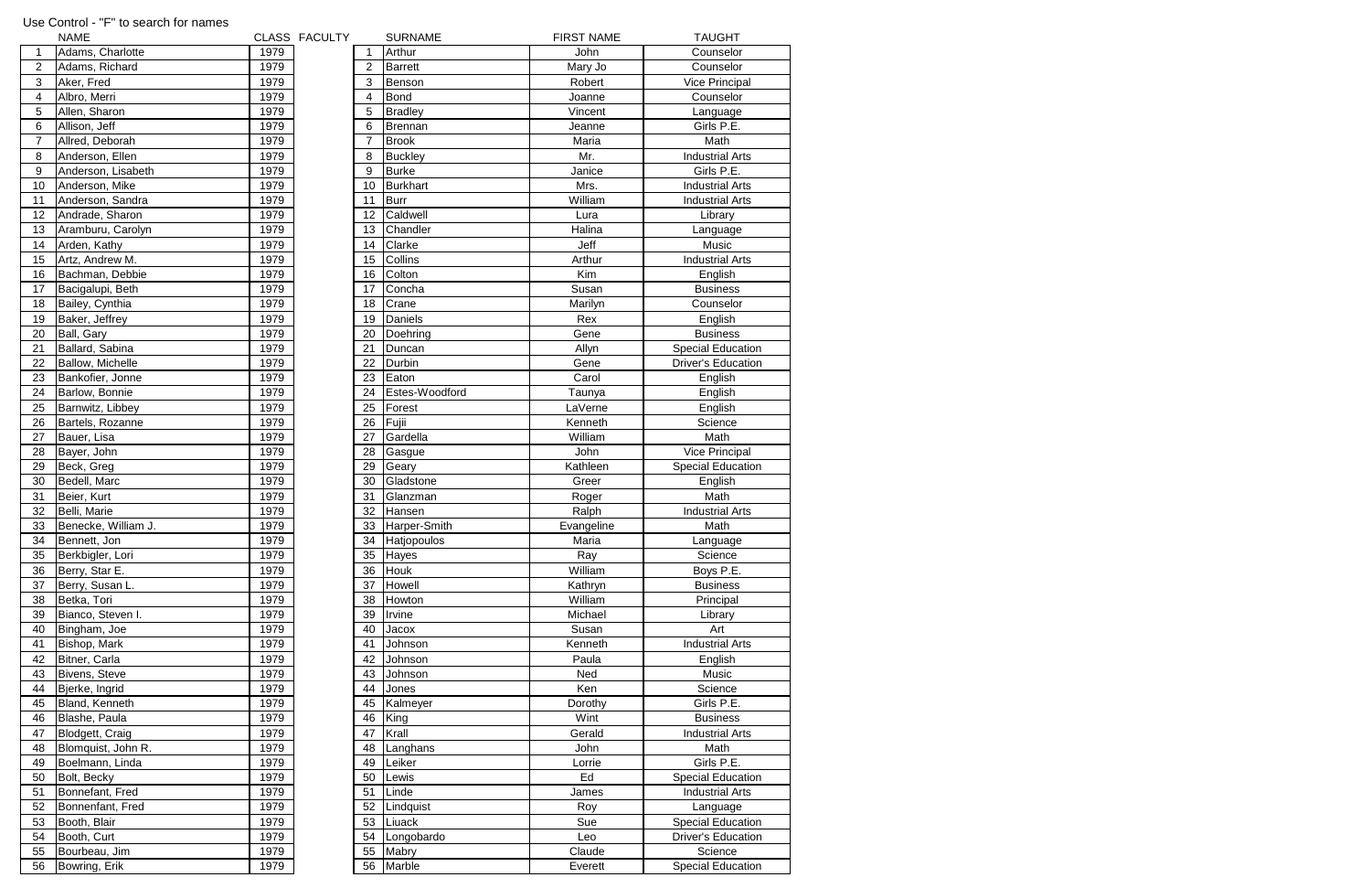Use Control - "F" to search for names

| | NAME | CLASS | FACULTY |
|---|---|---|---|
| 1 | Adams, Charlotte | 1979 | |
| 2 | Adams, Richard | 1979 | |
| 3 | Aker, Fred | 1979 | |
| 4 | Albro, Merri | 1979 | |
| 5 | Allen, Sharon | 1979 | |
| 6 | Allison, Jeff | 1979 | |
| 7 | Allred, Deborah | 1979 | |
| 8 | Anderson, Ellen | 1979 | |
| 9 | Anderson, Lisabeth | 1979 | |
| 10 | Anderson, Mike | 1979 | |
| 11 | Anderson, Sandra | 1979 | |
| 12 | Andrade, Sharon | 1979 | |
| 13 | Aramburu, Carolyn | 1979 | |
| 14 | Arden, Kathy | 1979 | |
| 15 | Artz, Andrew M. | 1979 | |
| 16 | Bachman, Debbie | 1979 | |
| 17 | Bacigalupi, Beth | 1979 | |
| 18 | Bailey, Cynthia | 1979 | |
| 19 | Baker, Jeffrey | 1979 | |
| 20 | Ball, Gary | 1979 | |
| 21 | Ballard, Sabina | 1979 | |
| 22 | Ballow, Michelle | 1979 | |
| 23 | Bankofier, Jonne | 1979 | |
| 24 | Barlow, Bonnie | 1979 | |
| 25 | Barnwitz, Libbey | 1979 | |
| 26 | Bartels, Rozanne | 1979 | |
| 27 | Bauer, Lisa | 1979 | |
| 28 | Bayer, John | 1979 | |
| 29 | Beck, Greg | 1979 | |
| 30 | Bedell, Marc | 1979 | |
| 31 | Beier, Kurt | 1979 | |
| 32 | Belli, Marie | 1979 | |
| 33 | Benecke, William J. | 1979 | |
| 34 | Bennett, Jon | 1979 | |
| 35 | Berkbigler, Lori | 1979 | |
| 36 | Berry, Star E. | 1979 | |
| 37 | Berry, Susan L. | 1979 | |
| 38 | Betka, Tori | 1979 | |
| 39 | Bianco, Steven I. | 1979 | |
| 40 | Bingham, Joe | 1979 | |
| 41 | Bishop, Mark | 1979 | |
| 42 | Bitner, Carla | 1979 | |
| 43 | Bivens, Steve | 1979 | |
| 44 | Bjerke, Ingrid | 1979 | |
| 45 | Bland, Kenneth | 1979 | |
| 46 | Blashe, Paula | 1979 | |
| 47 | Blodgett, Craig | 1979 | |
| 48 | Blomquist, John R. | 1979 | |
| 49 | Boelmann, Linda | 1979 | |
| 50 | Bolt, Becky | 1979 | |
| 51 | Bonnefant, Fred | 1979 | |
| 52 | Bonnenfant, Fred | 1979 | |
| 53 | Booth, Blair | 1979 | |
| 54 | Booth, Curt | 1979 | |
| 55 | Bourbeau, Jim | 1979 | |
| 56 | Bowring, Erik | 1979 | |

| | SURNAME | FIRST NAME | TAUGHT |
|---|---|---|---|
| 1 | Arthur | John | Counselor |
| 2 | Barrett | Mary Jo | Counselor |
| 3 | Benson | Robert | Vice Principal |
| 4 | Bond | Joanne | Counselor |
| 5 | Bradley | Vincent | Language |
| 6 | Brennan | Jeanne | Girls P.E. |
| 7 | Brook | Maria | Math |
| 8 | Buckley | Mr. | Industrial Arts |
| 9 | Burke | Janice | Girls P.E. |
| 10 | Burkhart | Mrs. | Industrial Arts |
| 11 | Burr | William | Industrial Arts |
| 12 | Caldwell | Lura | Library |
| 13 | Chandler | Halina | Language |
| 14 | Clarke | Jeff | Music |
| 15 | Collins | Arthur | Industrial Arts |
| 16 | Colton | Kim | English |
| 17 | Concha | Susan | Business |
| 18 | Crane | Marilyn | Counselor |
| 19 | Daniels | Rex | English |
| 20 | Doehring | Gene | Business |
| 21 | Duncan | Allyn | Special Education |
| 22 | Durbin | Gene | Driver's Education |
| 23 | Eaton | Carol | English |
| 24 | Estes-Woodford | Taunya | English |
| 25 | Forest | LaVerne | English |
| 26 | Fujii | Kenneth | Science |
| 27 | Gardella | William | Math |
| 28 | Gasgue | John | Vice Principal |
| 29 | Geary | Kathleen | Special Education |
| 30 | Gladstone | Greer | English |
| 31 | Glanzman | Roger | Math |
| 32 | Hansen | Ralph | Industrial Arts |
| 33 | Harper-Smith | Evangeline | Math |
| 34 | Hatjopoulos | Maria | Language |
| 35 | Hayes | Ray | Science |
| 36 | Houk | William | Boys P.E. |
| 37 | Howell | Kathryn | Business |
| 38 | Howton | William | Principal |
| 39 | Irvine | Michael | Library |
| 40 | Jacox | Susan | Art |
| 41 | Johnson | Kenneth | Industrial Arts |
| 42 | Johnson | Paula | English |
| 43 | Johnson | Ned | Music |
| 44 | Jones | Ken | Science |
| 45 | Kalmeyer | Dorothy | Girls P.E. |
| 46 | King | Wint | Business |
| 47 | Krall | Gerald | Industrial Arts |
| 48 | Langhans | John | Math |
| 49 | Leiker | Lorrie | Girls P.E. |
| 50 | Lewis | Ed | Special Education |
| 51 | Linde | James | Industrial Arts |
| 52 | Lindquist | Roy | Language |
| 53 | Liuack | Sue | Special Education |
| 54 | Longobardo | Leo | Driver's Education |
| 55 | Mabry | Claude | Science |
| 56 | Marble | Everett | Special Education |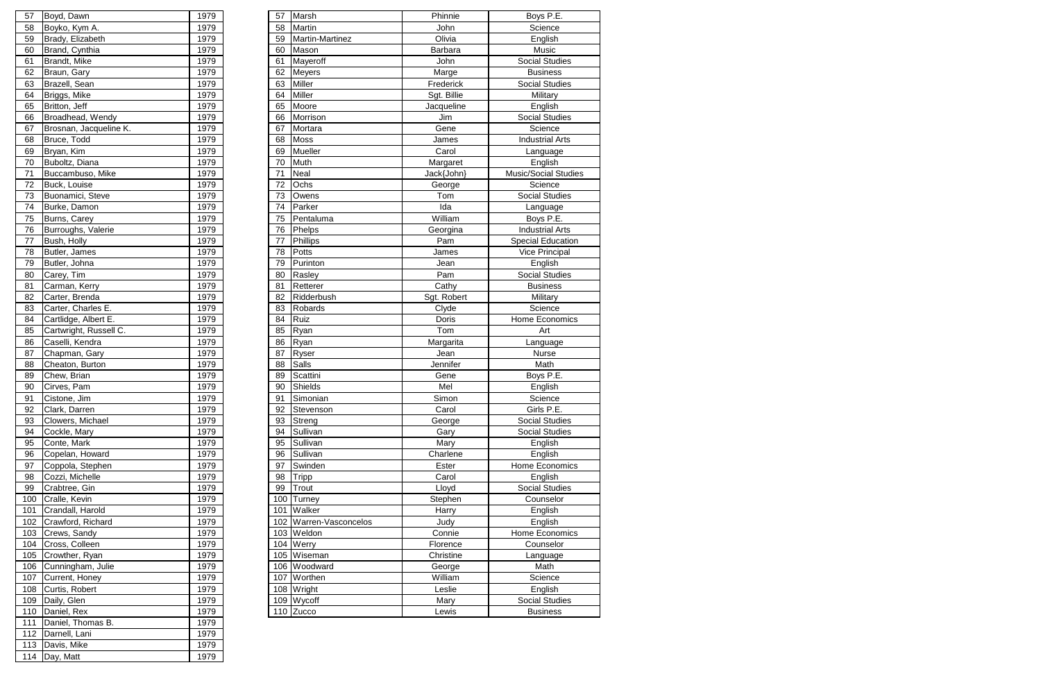| | | |
|---|---|---|
| 57 | Boyd, Dawn | 1979 |
| 58 | Boyko, Kym A. | 1979 |
| 59 | Brady, Elizabeth | 1979 |
| 60 | Brand, Cynthia | 1979 |
| 61 | Brandt, Mike | 1979 |
| 62 | Braun, Gary | 1979 |
| 63 | Brazell, Sean | 1979 |
| 64 | Briggs, Mike | 1979 |
| 65 | Britton, Jeff | 1979 |
| 66 | Broadhead, Wendy | 1979 |
| 67 | Brosnan, Jacqueline K. | 1979 |
| 68 | Bruce, Todd | 1979 |
| 69 | Bryan, Kim | 1979 |
| 70 | Buboltz, Diana | 1979 |
| 71 | Buccambuso, Mike | 1979 |
| 72 | Buck, Louise | 1979 |
| 73 | Buonamici, Steve | 1979 |
| 74 | Burke, Damon | 1979 |
| 75 | Burns, Carey | 1979 |
| 76 | Burroughs, Valerie | 1979 |
| 77 | Bush, Holly | 1979 |
| 78 | Butler, James | 1979 |
| 79 | Butler, Johna | 1979 |
| 80 | Carey, Tim | 1979 |
| 81 | Carman, Kerry | 1979 |
| 82 | Carter, Brenda | 1979 |
| 83 | Carter, Charles E. | 1979 |
| 84 | Cartlidge, Albert E. | 1979 |
| 85 | Cartwright, Russell C. | 1979 |
| 86 | Caselli, Kendra | 1979 |
| 87 | Chapman, Gary | 1979 |
| 88 | Cheaton, Burton | 1979 |
| 89 | Chew, Brian | 1979 |
| 90 | Cirves, Pam | 1979 |
| 91 | Cistone, Jim | 1979 |
| 92 | Clark, Darren | 1979 |
| 93 | Clowers, Michael | 1979 |
| 94 | Cockle, Mary | 1979 |
| 95 | Conte, Mark | 1979 |
| 96 | Copelan, Howard | 1979 |
| 97 | Coppola, Stephen | 1979 |
| 98 | Cozzi, Michelle | 1979 |
| 99 | Crabtree, Gin | 1979 |
| 100 | Cralle, Kevin | 1979 |
| 101 | Crandall, Harold | 1979 |
| 102 | Crawford, Richard | 1979 |
| 103 | Crews, Sandy | 1979 |
| 104 | Cross, Colleen | 1979 |
| 105 | Crowther, Ryan | 1979 |
| 106 | Cunningham, Julie | 1979 |
| 107 | Current, Honey | 1979 |
| 108 | Curtis, Robert | 1979 |
| 109 | Daily, Glen | 1979 |
| 110 | Daniel, Rex | 1979 |
| 111 | Daniel, Thomas B. | 1979 |
| 112 | Darnell, Lani | 1979 |
| 113 | Davis, Mike | 1979 |
| 114 | Day, Matt | 1979 |

| | | | |
|---|---|---|---|
| 57 | Marsh | Phinnie | Boys P.E. |
| 58 | Martin | John | Science |
| 59 | Martin-Martinez | Olivia | English |
| 60 | Mason | Barbara | Music |
| 61 | Mayeroff | John | Social Studies |
| 62 | Meyers | Marge | Business |
| 63 | Miller | Frederick | Social Studies |
| 64 | Miller | Sgt. Billie | Military |
| 65 | Moore | Jacqueline | English |
| 66 | Morrison | Jim | Social Studies |
| 67 | Mortara | Gene | Science |
| 68 | Moss | James | Industrial Arts |
| 69 | Mueller | Carol | Language |
| 70 | Muth | Margaret | English |
| 71 | Neal | Jack{John} | Music/Social Studies |
| 72 | Ochs | George | Science |
| 73 | Owens | Tom | Social Studies |
| 74 | Parker | Ida | Language |
| 75 | Pentaluma | William | Boys P.E. |
| 76 | Phelps | Georgina | Industrial Arts |
| 77 | Phillips | Pam | Special Education |
| 78 | Potts | James | Vice Principal |
| 79 | Purinton | Jean | English |
| 80 | Rasley | Pam | Social Studies |
| 81 | Retterer | Cathy | Business |
| 82 | Ridderbush | Sgt. Robert | Military |
| 83 | Robards | Clyde | Science |
| 84 | Ruiz | Doris | Home Economics |
| 85 | Ryan | Tom | Art |
| 86 | Ryan | Margarita | Language |
| 87 | Ryser | Jean | Nurse |
| 88 | Salls | Jennifer | Math |
| 89 | Scattini | Gene | Boys P.E. |
| 90 | Shields | Mel | English |
| 91 | Simonian | Simon | Science |
| 92 | Stevenson | Carol | Girls P.E. |
| 93 | Streng | George | Social Studies |
| 94 | Sullivan | Gary | Social Studies |
| 95 | Sullivan | Mary | English |
| 96 | Sullivan | Charlene | English |
| 97 | Swinden | Ester | Home Economics |
| 98 | Tripp | Carol | English |
| 99 | Trout | Lloyd | Social Studies |
| 100 | Turney | Stephen | Counselor |
| 101 | Walker | Harry | English |
| 102 | Warren-Vasconcelos | Judy | English |
| 103 | Weldon | Connie | Home Economics |
| 104 | Werry | Florence | Counselor |
| 105 | Wiseman | Christine | Language |
| 106 | Woodward | George | Math |
| 107 | Worthen | William | Science |
| 108 | Wright | Leslie | English |
| 109 | Wycoff | Mary | Social Studies |
| 110 | Zucco | Lewis | Business |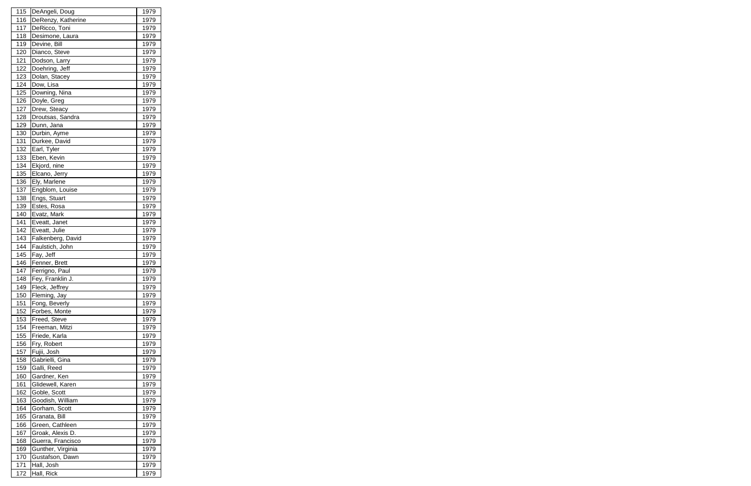| 115 | DeAngeli, Doug | 1979 |
|---|---|---|
| 116 | DeRenzy, Katherine | 1979 |
| 117 | DeRicco, Toni | 1979 |
| 118 | Desimone, Laura | 1979 |
| 119 | Devine, Bill | 1979 |
| 120 | Dianco, Steve | 1979 |
| 121 | Dodson, Larry | 1979 |
| 122 | Doehring, Jeff | 1979 |
| 123 | Dolan, Stacey | 1979 |
| 124 | Dow, Lisa | 1979 |
| 125 | Downing, Nina | 1979 |
| 126 | Doyle, Greg | 1979 |
| 127 | Drew, Steacy | 1979 |
| 128 | Droutsas, Sandra | 1979 |
| 129 | Dunn, Jana | 1979 |
| 130 | Durbin, Ayme | 1979 |
| 131 | Durkee, David | 1979 |
| 132 | Earl, Tyler | 1979 |
| 133 | Eben, Kevin | 1979 |
| 134 | Ekjord, nine | 1979 |
| 135 | Elcano, Jerry | 1979 |
| 136 | Ely, Marlene | 1979 |
| 137 | Engblom, Louise | 1979 |
| 138 | Engs, Stuart | 1979 |
| 139 | Estes, Rosa | 1979 |
| 140 | Evatz, Mark | 1979 |
| 141 | Eveatt, Janet | 1979 |
| 142 | Eveatt, Julie | 1979 |
| 143 | Falkenberg, David | 1979 |
| 144 | Faulstich, John | 1979 |
| 145 | Fay, Jeff | 1979 |
| 146 | Fenner, Brett | 1979 |
| 147 | Ferrigno, Paul | 1979 |
| 148 | Fey, Franklin J. | 1979 |
| 149 | Fleck, Jeffrey | 1979 |
| 150 | Fleming, Jay | 1979 |
| 151 | Fong, Beverly | 1979 |
| 152 | Forbes, Monte | 1979 |
| 153 | Freed, Steve | 1979 |
| 154 | Freeman, Mitzi | 1979 |
| 155 | Friede, Karla | 1979 |
| 156 | Fry, Robert | 1979 |
| 157 | Fujii, Josh | 1979 |
| 158 | Gabrielli, Gina | 1979 |
| 159 | Galli, Reed | 1979 |
| 160 | Gardner, Ken | 1979 |
| 161 | Glidewell, Karen | 1979 |
| 162 | Goble, Scott | 1979 |
| 163 | Goodish, William | 1979 |
| 164 | Gorham, Scott | 1979 |
| 165 | Granata, Bill | 1979 |
| 166 | Green, Cathleen | 1979 |
| 167 | Groak, Alexis D. | 1979 |
| 168 | Guerra, Francisco | 1979 |
| 169 | Gunther, Virginia | 1979 |
| 170 | Gustafson, Dawn | 1979 |
| 171 | Hall, Josh | 1979 |
| 172 | Hall, Rick | 1979 |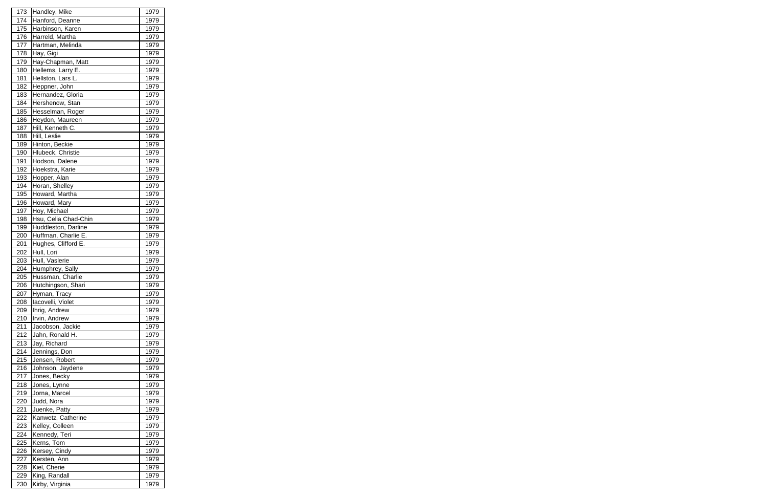| | | |
|---|---|---|
| 173 | Handley, Mike | 1979 |
| 174 | Hanford, Deanne | 1979 |
| 175 | Harbinson, Karen | 1979 |
| 176 | Harreld, Martha | 1979 |
| 177 | Hartman, Melinda | 1979 |
| 178 | Hay, Gigi | 1979 |
| 179 | Hay-Chapman, Matt | 1979 |
| 180 | Hellems, Larry E. | 1979 |
| 181 | Hellston, Lars L. | 1979 |
| 182 | Heppner, John | 1979 |
| 183 | Hernandez, Gloria | 1979 |
| 184 | Hershenow, Stan | 1979 |
| 185 | Hesselman, Roger | 1979 |
| 186 | Heydon, Maureen | 1979 |
| 187 | Hill, Kenneth C. | 1979 |
| 188 | Hill, Leslie | 1979 |
| 189 | Hinton, Beckie | 1979 |
| 190 | Hlubeck, Christie | 1979 |
| 191 | Hodson, Dalene | 1979 |
| 192 | Hoekstra, Karie | 1979 |
| 193 | Hopper, Alan | 1979 |
| 194 | Horan, Shelley | 1979 |
| 195 | Howard, Martha | 1979 |
| 196 | Howard, Mary | 1979 |
| 197 | Hoy, Michael | 1979 |
| 198 | Hsu, Celia Chad-Chin | 1979 |
| 199 | Huddleston, Darline | 1979 |
| 200 | Huffman, Charlie E. | 1979 |
| 201 | Hughes, Clifford E. | 1979 |
| 202 | Hull, Lori | 1979 |
| 203 | Hull, Vaslerie | 1979 |
| 204 | Humphrey, Sally | 1979 |
| 205 | Hussman, Charlie | 1979 |
| 206 | Hutchingson, Shari | 1979 |
| 207 | Hyman, Tracy | 1979 |
| 208 | Iacovelli, Violet | 1979 |
| 209 | Ihrig, Andrew | 1979 |
| 210 | Irvin, Andrew | 1979 |
| 211 | Jacobson, Jackie | 1979 |
| 212 | Jahn, Ronald H. | 1979 |
| 213 | Jay, Richard | 1979 |
| 214 | Jennings, Don | 1979 |
| 215 | Jensen, Robert | 1979 |
| 216 | Johnson, Jaydene | 1979 |
| 217 | Jones, Becky | 1979 |
| 218 | Jones, Lynne | 1979 |
| 219 | Jorna, Marcel | 1979 |
| 220 | Judd, Nora | 1979 |
| 221 | Juenke, Patty | 1979 |
| 222 | Kanwetz, Catherine | 1979 |
| 223 | Kelley, Colleen | 1979 |
| 224 | Kennedy, Teri | 1979 |
| 225 | Kerns, Tom | 1979 |
| 226 | Kersey, Cindy | 1979 |
| 227 | Kersten, Ann | 1979 |
| 228 | Kiel, Cherie | 1979 |
| 229 | King, Randall | 1979 |
| 230 | Kirby, Virginia | 1979 |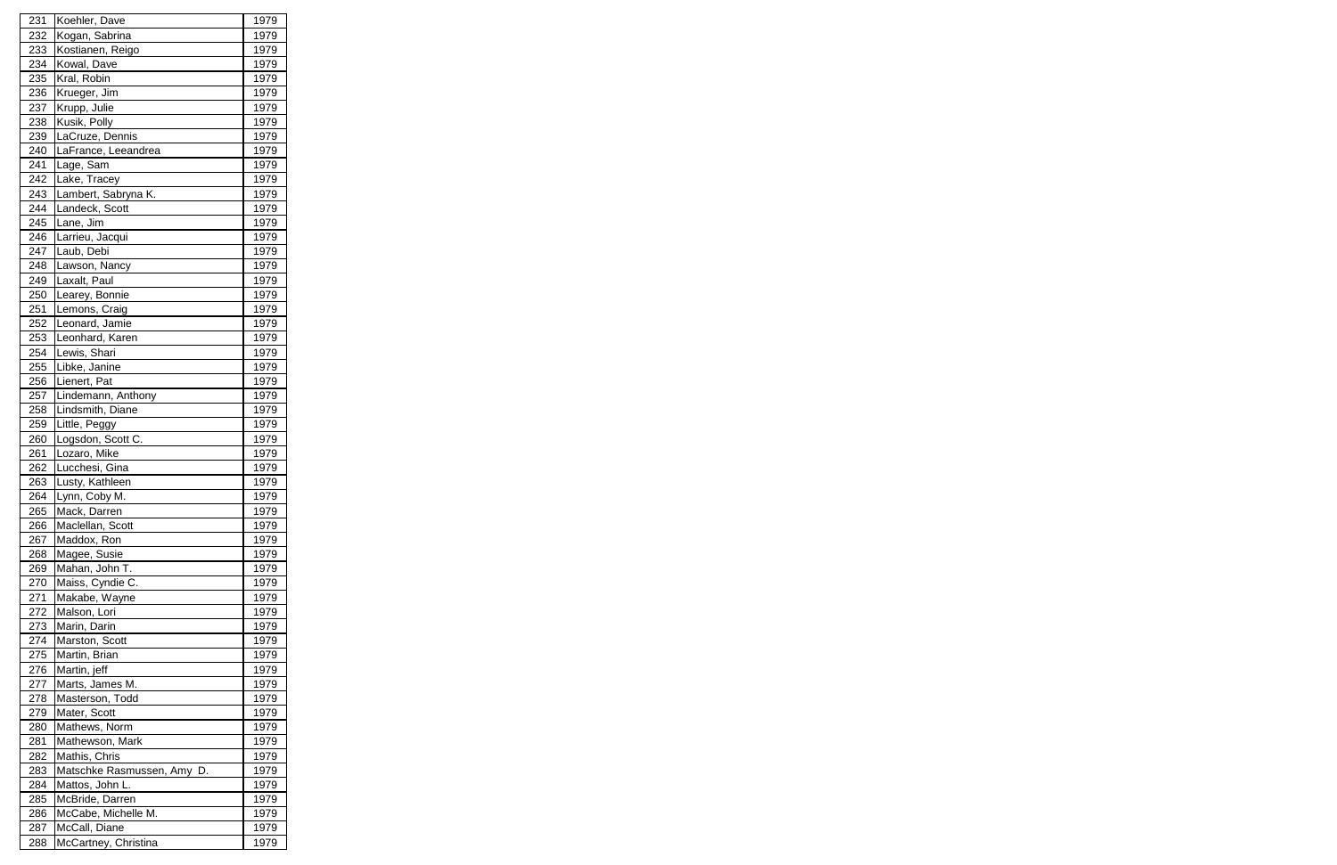| | | |
|---|---|---|
| 231 | Koehler, Dave | 1979 |
| 232 | Kogan, Sabrina | 1979 |
| 233 | Kostianen, Reigo | 1979 |
| 234 | Kowal, Dave | 1979 |
| 235 | Kral, Robin | 1979 |
| 236 | Krueger, Jim | 1979 |
| 237 | Krupp, Julie | 1979 |
| 238 | Kusik, Polly | 1979 |
| 239 | LaCruze, Dennis | 1979 |
| 240 | LaFrance, Leeandrea | 1979 |
| 241 | Lage, Sam | 1979 |
| 242 | Lake, Tracey | 1979 |
| 243 | Lambert, Sabryna K. | 1979 |
| 244 | Landeck, Scott | 1979 |
| 245 | Lane, Jim | 1979 |
| 246 | Larrieu, Jacqui | 1979 |
| 247 | Laub, Debi | 1979 |
| 248 | Lawson, Nancy | 1979 |
| 249 | Laxalt, Paul | 1979 |
| 250 | Learey, Bonnie | 1979 |
| 251 | Lemons, Craig | 1979 |
| 252 | Leonard, Jamie | 1979 |
| 253 | Leonhard, Karen | 1979 |
| 254 | Lewis, Shari | 1979 |
| 255 | Libke, Janine | 1979 |
| 256 | Lienert, Pat | 1979 |
| 257 | Lindemann, Anthony | 1979 |
| 258 | Lindsmith, Diane | 1979 |
| 259 | Little, Peggy | 1979 |
| 260 | Logsdon, Scott C. | 1979 |
| 261 | Lozaro, Mike | 1979 |
| 262 | Lucchesi, Gina | 1979 |
| 263 | Lusty, Kathleen | 1979 |
| 264 | Lynn, Coby M. | 1979 |
| 265 | Mack, Darren | 1979 |
| 266 | Maclellan, Scott | 1979 |
| 267 | Maddox, Ron | 1979 |
| 268 | Magee, Susie | 1979 |
| 269 | Mahan, John T. | 1979 |
| 270 | Maiss, Cyndie C. | 1979 |
| 271 | Makabe, Wayne | 1979 |
| 272 | Malson, Lori | 1979 |
| 273 | Marin, Darin | 1979 |
| 274 | Marston, Scott | 1979 |
| 275 | Martin, Brian | 1979 |
| 276 | Martin, jeff | 1979 |
| 277 | Marts, James M. | 1979 |
| 278 | Masterson, Todd | 1979 |
| 279 | Mater, Scott | 1979 |
| 280 | Mathews, Norm | 1979 |
| 281 | Mathewson, Mark | 1979 |
| 282 | Mathis, Chris | 1979 |
| 283 | Matschke Rasmussen, Amy D. | 1979 |
| 284 | Mattos, John L. | 1979 |
| 285 | McBride, Darren | 1979 |
| 286 | McCabe, Michelle M. | 1979 |
| 287 | McCall, Diane | 1979 |
| 288 | McCartney, Christina | 1979 |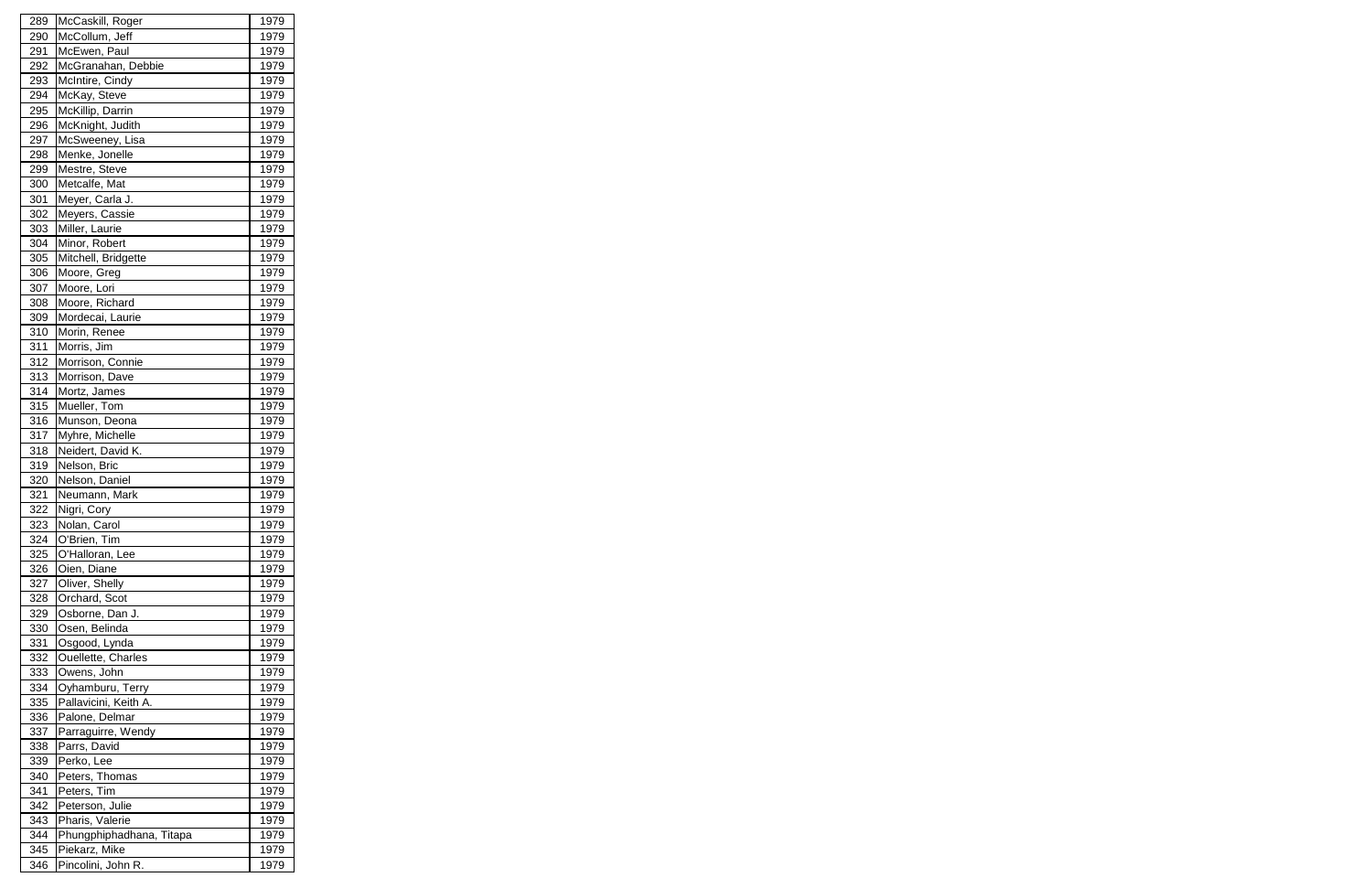| 289 | McCaskill, Roger | 1979 |
|---|---|---|
| 290 | McCollum, Jeff | 1979 |
| 291 | McEwen, Paul | 1979 |
| 292 | McGranahan, Debbie | 1979 |
| 293 | McIntire, Cindy | 1979 |
| 294 | McKay, Steve | 1979 |
| 295 | McKillip, Darrin | 1979 |
| 296 | McKnight, Judith | 1979 |
| 297 | McSweeney, Lisa | 1979 |
| 298 | Menke, Jonelle | 1979 |
| 299 | Mestre, Steve | 1979 |
| 300 | Metcalfe, Mat | 1979 |
| 301 | Meyer, Carla J. | 1979 |
| 302 | Meyers, Cassie | 1979 |
| 303 | Miller, Laurie | 1979 |
| 304 | Minor, Robert | 1979 |
| 305 | Mitchell, Bridgette | 1979 |
| 306 | Moore, Greg | 1979 |
| 307 | Moore, Lori | 1979 |
| 308 | Moore, Richard | 1979 |
| 309 | Mordecai, Laurie | 1979 |
| 310 | Morin, Renee | 1979 |
| 311 | Morris, Jim | 1979 |
| 312 | Morrison, Connie | 1979 |
| 313 | Morrison, Dave | 1979 |
| 314 | Mortz, James | 1979 |
| 315 | Mueller, Tom | 1979 |
| 316 | Munson, Deona | 1979 |
| 317 | Myhre, Michelle | 1979 |
| 318 | Neidert, David K. | 1979 |
| 319 | Nelson, Bric | 1979 |
| 320 | Nelson, Daniel | 1979 |
| 321 | Neumann, Mark | 1979 |
| 322 | Nigri, Cory | 1979 |
| 323 | Nolan, Carol | 1979 |
| 324 | O'Brien, Tim | 1979 |
| 325 | O'Halloran, Lee | 1979 |
| 326 | Oien, Diane | 1979 |
| 327 | Oliver, Shelly | 1979 |
| 328 | Orchard, Scot | 1979 |
| 329 | Osborne, Dan J. | 1979 |
| 330 | Osen, Belinda | 1979 |
| 331 | Osgood, Lynda | 1979 |
| 332 | Ouellette, Charles | 1979 |
| 333 | Owens, John | 1979 |
| 334 | Oyhamburu, Terry | 1979 |
| 335 | Pallavicini, Keith A. | 1979 |
| 336 | Palone, Delmar | 1979 |
| 337 | Parraguirre, Wendy | 1979 |
| 338 | Parrs, David | 1979 |
| 339 | Perko, Lee | 1979 |
| 340 | Peters, Thomas | 1979 |
| 341 | Peters, Tim | 1979 |
| 342 | Peterson, Julie | 1979 |
| 343 | Pharis, Valerie | 1979 |
| 344 | Phungphiphadhana, Titapa | 1979 |
| 345 | Piekarz, Mike | 1979 |
| 346 | Pincolini, John R. | 1979 |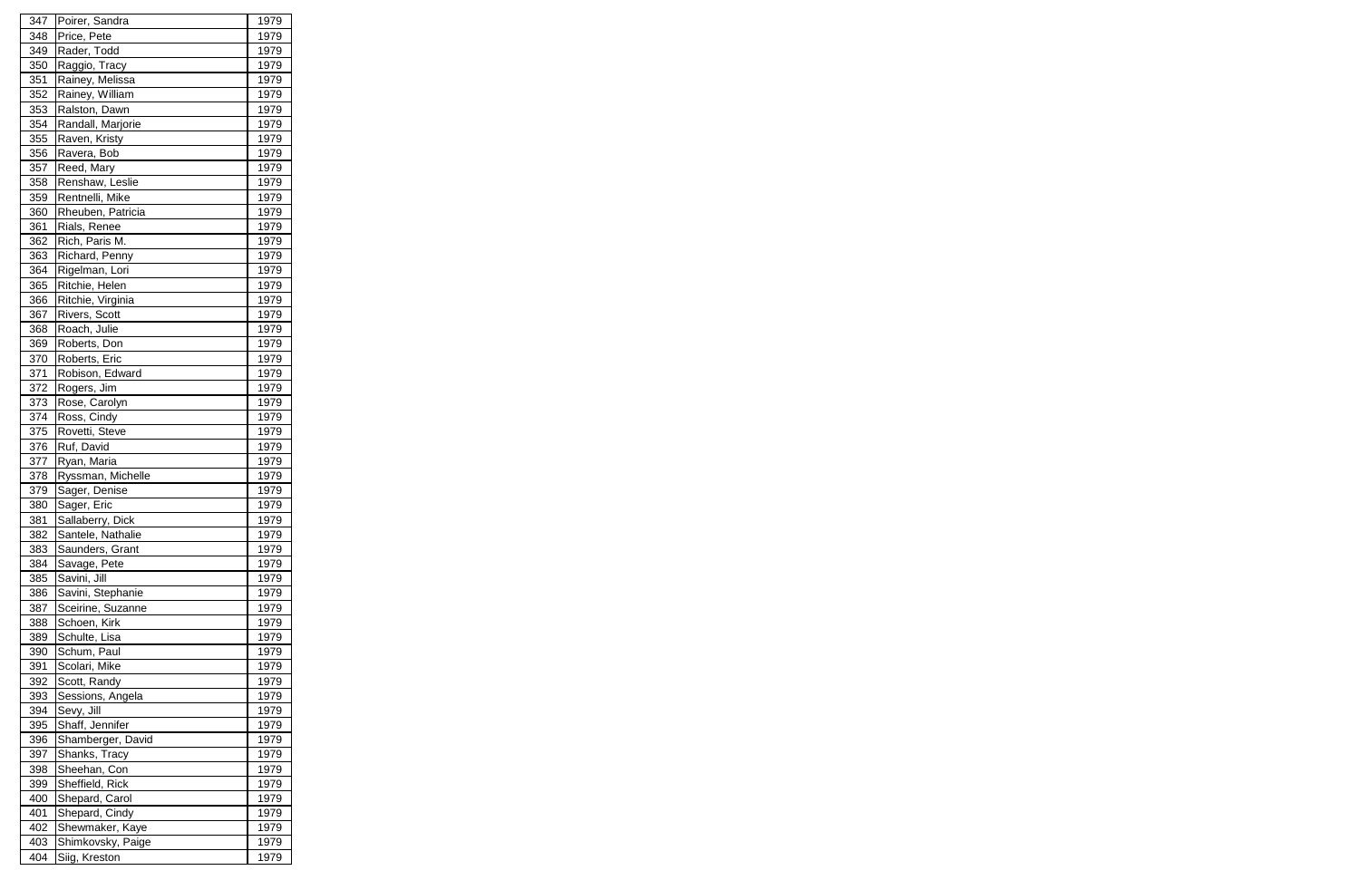| | | |
|---|---|---|
| 347 | Poirer, Sandra | 1979 |
| 348 | Price, Pete | 1979 |
| 349 | Rader, Todd | 1979 |
| 350 | Raggio, Tracy | 1979 |
| 351 | Rainey, Melissa | 1979 |
| 352 | Rainey, William | 1979 |
| 353 | Ralston, Dawn | 1979 |
| 354 | Randall, Marjorie | 1979 |
| 355 | Raven, Kristy | 1979 |
| 356 | Ravera, Bob | 1979 |
| 357 | Reed, Mary | 1979 |
| 358 | Renshaw, Leslie | 1979 |
| 359 | Rentnelli, Mike | 1979 |
| 360 | Rheuben, Patricia | 1979 |
| 361 | Rials, Renee | 1979 |
| 362 | Rich, Paris M. | 1979 |
| 363 | Richard, Penny | 1979 |
| 364 | Rigelman, Lori | 1979 |
| 365 | Ritchie, Helen | 1979 |
| 366 | Ritchie, Virginia | 1979 |
| 367 | Rivers, Scott | 1979 |
| 368 | Roach, Julie | 1979 |
| 369 | Roberts, Don | 1979 |
| 370 | Roberts, Eric | 1979 |
| 371 | Robison, Edward | 1979 |
| 372 | Rogers, Jim | 1979 |
| 373 | Rose, Carolyn | 1979 |
| 374 | Ross, Cindy | 1979 |
| 375 | Rovetti, Steve | 1979 |
| 376 | Ruf, David | 1979 |
| 377 | Ryan, Maria | 1979 |
| 378 | Ryssman, Michelle | 1979 |
| 379 | Sager, Denise | 1979 |
| 380 | Sager, Eric | 1979 |
| 381 | Sallaberry, Dick | 1979 |
| 382 | Santele, Nathalie | 1979 |
| 383 | Saunders, Grant | 1979 |
| 384 | Savage, Pete | 1979 |
| 385 | Savini, Jill | 1979 |
| 386 | Savini, Stephanie | 1979 |
| 387 | Sceirine, Suzanne | 1979 |
| 388 | Schoen, Kirk | 1979 |
| 389 | Schulte, Lisa | 1979 |
| 390 | Schum, Paul | 1979 |
| 391 | Scolari, Mike | 1979 |
| 392 | Scott, Randy | 1979 |
| 393 | Sessions, Angela | 1979 |
| 394 | Sevy, Jill | 1979 |
| 395 | Shaff, Jennifer | 1979 |
| 396 | Shamberger, David | 1979 |
| 397 | Shanks, Tracy | 1979 |
| 398 | Sheehan, Con | 1979 |
| 399 | Sheffield, Rick | 1979 |
| 400 | Shepard, Carol | 1979 |
| 401 | Shepard, Cindy | 1979 |
| 402 | Shewmaker, Kaye | 1979 |
| 403 | Shimkovsky, Paige | 1979 |
| 404 | Siig, Kreston | 1979 |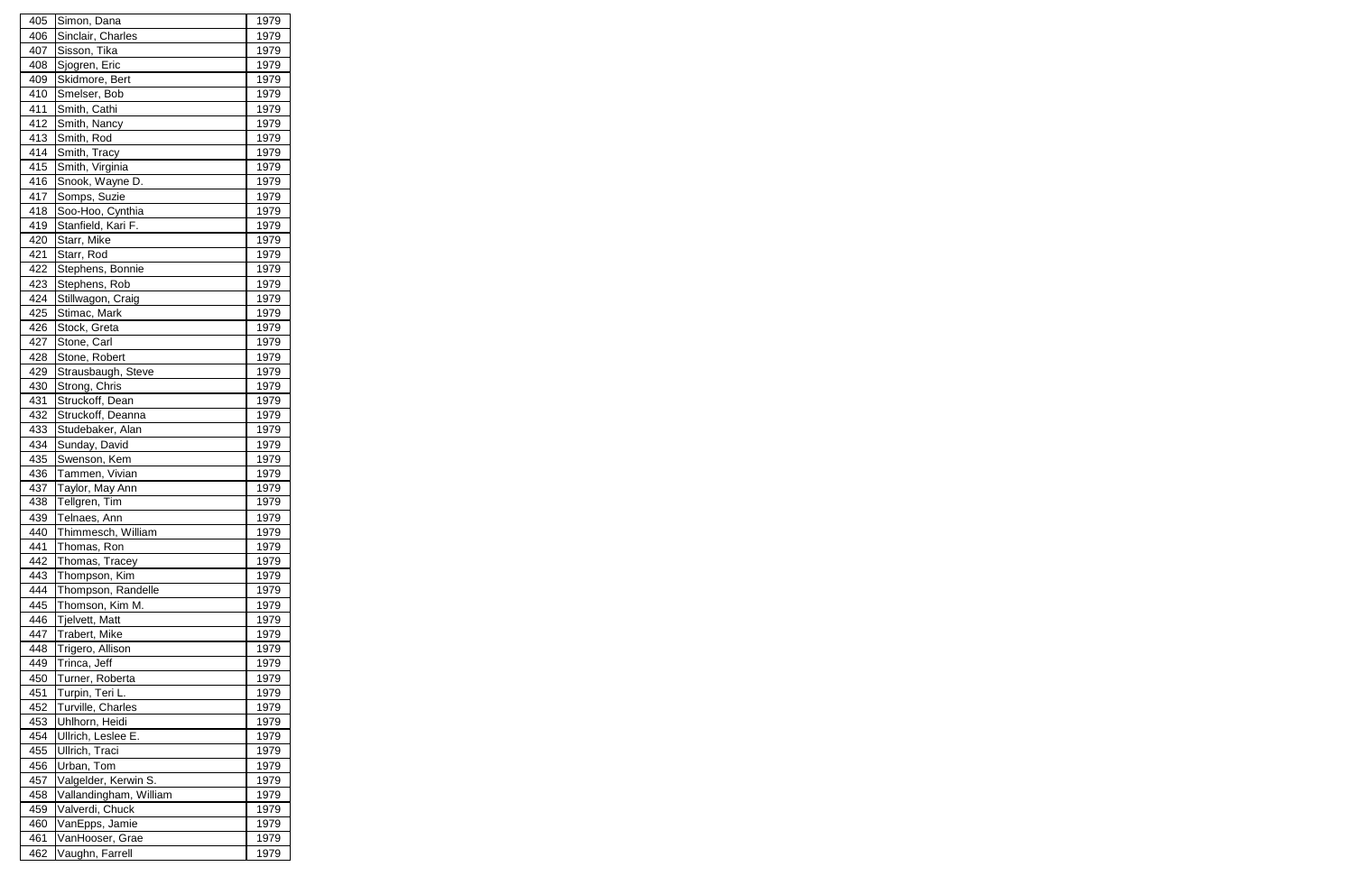| 405 | Simon, Dana | 1979 |
|---|---|---|
| 406 | Sinclair, Charles | 1979 |
| 407 | Sisson, Tika | 1979 |
| 408 | Sjogren, Eric | 1979 |
| 409 | Skidmore, Bert | 1979 |
| 410 | Smelser, Bob | 1979 |
| 411 | Smith, Cathi | 1979 |
| 412 | Smith, Nancy | 1979 |
| 413 | Smith, Rod | 1979 |
| 414 | Smith, Tracy | 1979 |
| 415 | Smith, Virginia | 1979 |
| 416 | Snook, Wayne D. | 1979 |
| 417 | Somps, Suzie | 1979 |
| 418 | Soo-Hoo, Cynthia | 1979 |
| 419 | Stanfield, Kari F. | 1979 |
| 420 | Starr, Mike | 1979 |
| 421 | Starr, Rod | 1979 |
| 422 | Stephens, Bonnie | 1979 |
| 423 | Stephens, Rob | 1979 |
| 424 | Stillwagon, Craig | 1979 |
| 425 | Stimac, Mark | 1979 |
| 426 | Stock, Greta | 1979 |
| 427 | Stone, Carl | 1979 |
| 428 | Stone, Robert | 1979 |
| 429 | Strausbaugh, Steve | 1979 |
| 430 | Strong, Chris | 1979 |
| 431 | Struckoff, Dean | 1979 |
| 432 | Struckoff, Deanna | 1979 |
| 433 | Studebaker, Alan | 1979 |
| 434 | Sunday, David | 1979 |
| 435 | Swenson, Kem | 1979 |
| 436 | Tammen, Vivian | 1979 |
| 437 | Taylor, May Ann | 1979 |
| 438 | Tellgren, Tim | 1979 |
| 439 | Telnaes, Ann | 1979 |
| 440 | Thimmesch, William | 1979 |
| 441 | Thomas, Ron | 1979 |
| 442 | Thomas, Tracey | 1979 |
| 443 | Thompson, Kim | 1979 |
| 444 | Thompson, Randelle | 1979 |
| 445 | Thomson, Kim M. | 1979 |
| 446 | Tjelvett, Matt | 1979 |
| 447 | Trabert, Mike | 1979 |
| 448 | Trigero, Allison | 1979 |
| 449 | Trinca, Jeff | 1979 |
| 450 | Turner, Roberta | 1979 |
| 451 | Turpin, Teri L. | 1979 |
| 452 | Turville, Charles | 1979 |
| 453 | Uhlhorn, Heidi | 1979 |
| 454 | Ullrich, Leslee E. | 1979 |
| 455 | Ullrich, Traci | 1979 |
| 456 | Urban, Tom | 1979 |
| 457 | Valgelder, Kerwin S. | 1979 |
| 458 | Vallandingham, William | 1979 |
| 459 | Valverdi, Chuck | 1979 |
| 460 | VanEpps, Jamie | 1979 |
| 461 | VanHooser, Grae | 1979 |
| 462 | Vaughn, Farrell | 1979 |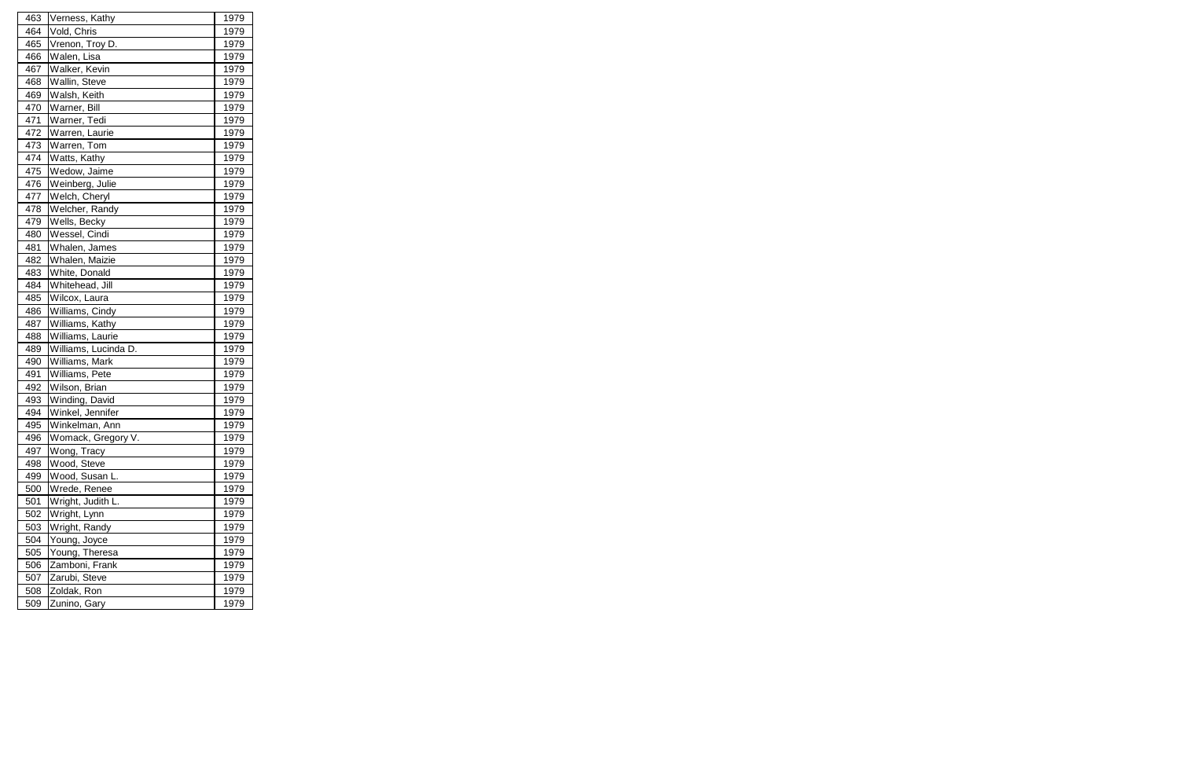| | | |
|---|---|---|
| 463 | Verness, Kathy | 1979 |
| 464 | Vold, Chris | 1979 |
| 465 | Vrenon, Troy D. | 1979 |
| 466 | Walen, Lisa | 1979 |
| 467 | Walker, Kevin | 1979 |
| 468 | Wallin, Steve | 1979 |
| 469 | Walsh, Keith | 1979 |
| 470 | Warner, Bill | 1979 |
| 471 | Warner, Tedi | 1979 |
| 472 | Warren, Laurie | 1979 |
| 473 | Warren, Tom | 1979 |
| 474 | Watts, Kathy | 1979 |
| 475 | Wedow, Jaime | 1979 |
| 476 | Weinberg, Julie | 1979 |
| 477 | Welch, Cheryl | 1979 |
| 478 | Welcher, Randy | 1979 |
| 479 | Wells, Becky | 1979 |
| 480 | Wessel, Cindi | 1979 |
| 481 | Whalen, James | 1979 |
| 482 | Whalen, Maizie | 1979 |
| 483 | White, Donald | 1979 |
| 484 | Whitehead, Jill | 1979 |
| 485 | Wilcox, Laura | 1979 |
| 486 | Williams, Cindy | 1979 |
| 487 | Williams, Kathy | 1979 |
| 488 | Williams, Laurie | 1979 |
| 489 | Williams, Lucinda D. | 1979 |
| 490 | Williams, Mark | 1979 |
| 491 | Williams, Pete | 1979 |
| 492 | Wilson, Brian | 1979 |
| 493 | Winding, David | 1979 |
| 494 | Winkel, Jennifer | 1979 |
| 495 | Winkelman, Ann | 1979 |
| 496 | Womack, Gregory V. | 1979 |
| 497 | Wong, Tracy | 1979 |
| 498 | Wood, Steve | 1979 |
| 499 | Wood, Susan L. | 1979 |
| 500 | Wrede, Renee | 1979 |
| 501 | Wright, Judith L. | 1979 |
| 502 | Wright, Lynn | 1979 |
| 503 | Wright, Randy | 1979 |
| 504 | Young, Joyce | 1979 |
| 505 | Young, Theresa | 1979 |
| 506 | Zamboni, Frank | 1979 |
| 507 | Zarubi, Steve | 1979 |
| 508 | Zoldak, Ron | 1979 |
| 509 | Zunino, Gary | 1979 |